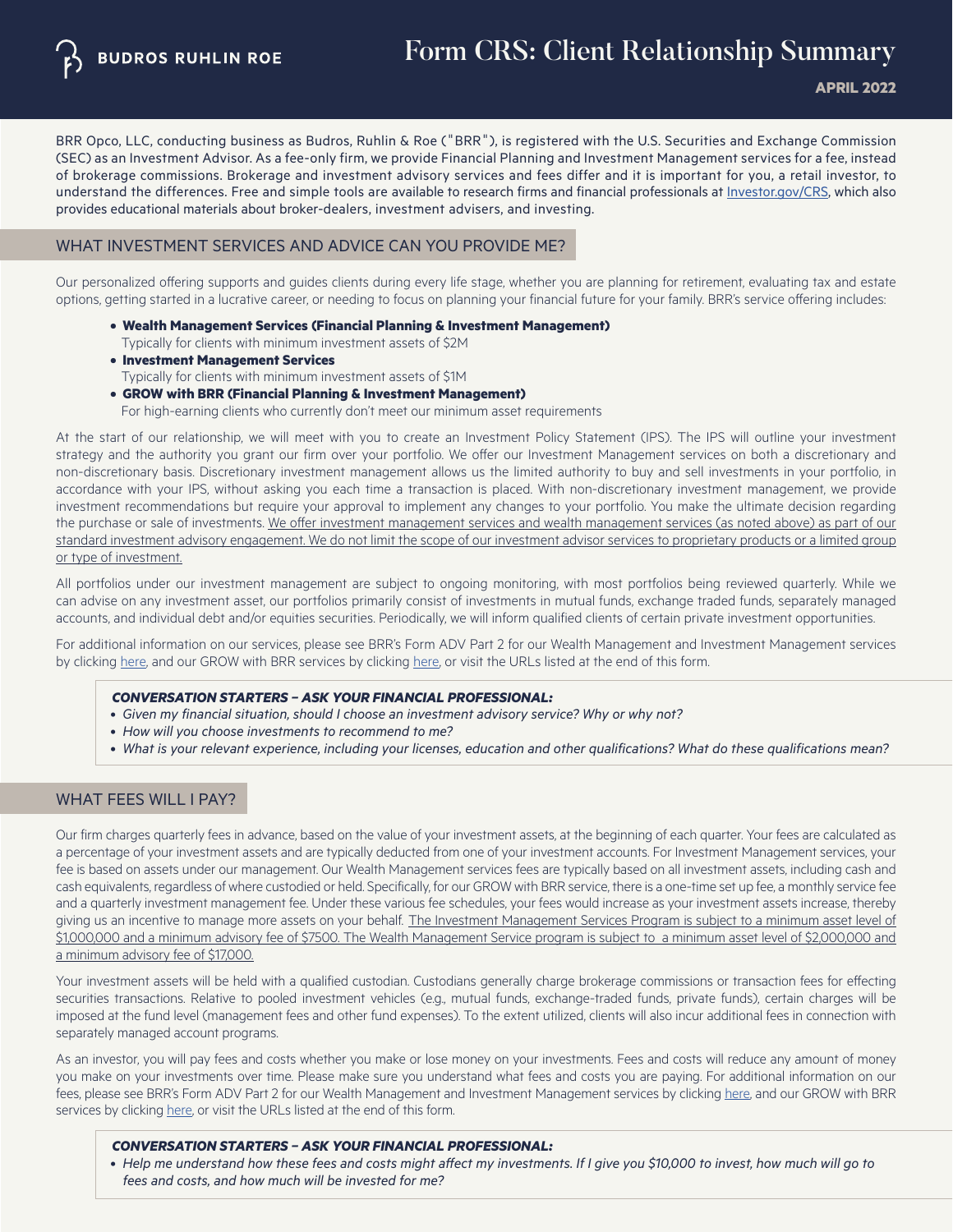# Form CRS: Client Relationship Summary

**APRIL 2022**

BRR Opco, LLC, conducting business as Budros, Ruhlin & Roe ("BRR"), is registered with the U.S. Securities and Exchange Commission (SEC) as an Investment Advisor. As a fee-only firm, we provide Financial Planning and Investment Management services for a fee, instead of brokerage commissions. Brokerage and investment advisory services and fees differ and it is important for you, a retail investor, to understand the differences. Free and simple tools are available to research firms and financial professionals at [Investor.gov/CRS](https://Investor.gov/CRS), which also provides educational materials about broker-dealers, investment advisers, and investing.

## WHAT INVESTMENT SERVICES AND ADVICE CAN YOU PROVIDE ME?

Our personalized offering supports and guides clients during every life stage, whether you are planning for retirement, evaluating tax and estate options, getting started in a lucrative career, or needing to focus on planning your financial future for your family. BRR's service offering includes:

- **Wealth Management Services (Financial Planning & Investment Management)**
  Typically for clients with minimum investment assets of $2M
- **Investment Management Services**
  Typically for clients with minimum investment assets of $1M
- **GROW with BRR (Financial Planning & Investment Management)**
  For high-earning clients who currently don't meet our minimum asset requirements

At the start of our relationship, we will meet with you to create an Investment Policy Statement (IPS). The IPS will outline your investment strategy and the authority you grant our firm over your portfolio. We offer our Investment Management services on both a discretionary and non-discretionary basis. Discretionary investment management allows us the limited authority to buy and sell investments in your portfolio, in accordance with your IPS, without asking you each time a transaction is placed. With non-discretionary investment management, we provide investment recommendations but require your approval to implement any changes to your portfolio. You make the ultimate decision regarding the purchase or sale of investments. We offer investment management services and wealth management services (as noted above) as part of our standard investment advisory engagement. We do not limit the scope of our investment advisor services to proprietary products or a limited group or type of investment.

All portfolios under our investment management are subject to ongoing monitoring, with most portfolios being reviewed quarterly. While we can advise on any investment asset, our portfolios primarily consist of investments in mutual funds, exchange traded funds, separately managed accounts, and individual debt and/or equities securities. Periodically, we will inform qualified clients of certain private investment opportunities.

For additional information on our services, please see BRR's Form ADV Part 2 for our Wealth Management and Investment Management services by clicking here, and our GROW with BRR services by clicking here, or visit the URLs listed at the end of this form.

> ***CONVERSATION STARTERS – ASK YOUR FINANCIAL PROFESSIONAL:***
> - *Given my financial situation, should I choose an investment advisory service? Why or why not?*
> - *How will you choose investments to recommend to me?*
> - *What is your relevant experience, including your licenses, education and other qualifications? What do these qualifications mean?*

## WHAT FEES WILL I PAY?

Our firm charges quarterly fees in advance, based on the value of your investment assets, at the beginning of each quarter. Your fees are calculated as a percentage of your investment assets and are typically deducted from one of your investment accounts. For Investment Management services, your fee is based on assets under our management. Our Wealth Management services fees are typically based on all investment assets, including cash and cash equivalents, regardless of where custodied or held. Specifically, for our GROW with BRR service, there is a one-time set up fee, a monthly service fee and a quarterly investment management fee. Under these various fee schedules, your fees would increase as your investment assets increase, thereby giving us an incentive to manage more assets on your behalf. The Investment Management Services Program is subject to a minimum asset level of $1,000,000 and a minimum advisory fee of $7500. The Wealth Management Service program is subject to a minimum asset level of $2,000,000 and a minimum advisory fee of $17,000.

Your investment assets will be held with a qualified custodian. Custodians generally charge brokerage commissions or transaction fees for effecting securities transactions. Relative to pooled investment vehicles (e.g., mutual funds, exchange-traded funds, private funds), certain charges will be imposed at the fund level (management fees and other fund expenses). To the extent utilized, clients will also incur additional fees in connection with separately managed account programs.

As an investor, you will pay fees and costs whether you make or lose money on your investments. Fees and costs will reduce any amount of money you make on your investments over time. Please make sure you understand what fees and costs you are paying. For additional information on our fees, please see BRR's Form ADV Part 2 for our Wealth Management and Investment Management services by clicking here, and our GROW with BRR services by clicking here, or visit the URLs listed at the end of this form.

> ***CONVERSATION STARTERS – ASK YOUR FINANCIAL PROFESSIONAL:***
> - *Help me understand how these fees and costs might affect my investments. If I give you $10,000 to invest, how much will go to fees and costs, and how much will be invested for me?*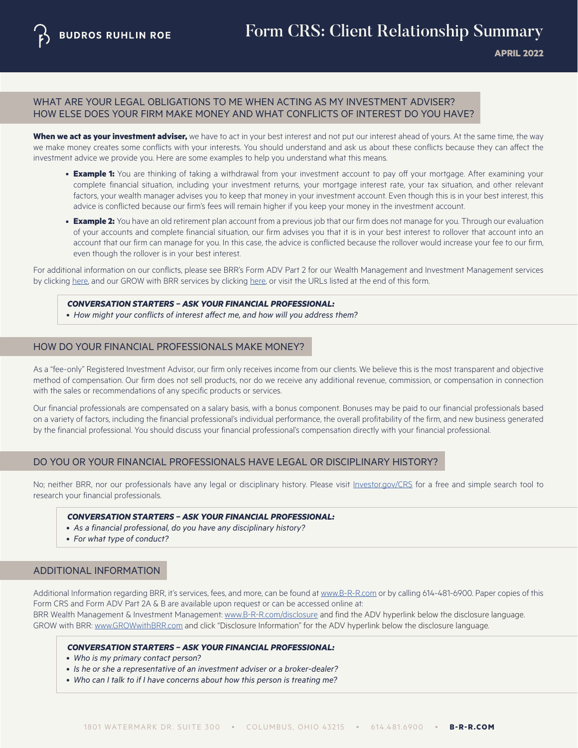## WHAT ARE YOUR LEGAL OBLIGATIONS TO ME WHEN ACTING AS MY INVESTMENT ADVISER? HOW ELSE DOES YOUR FIRM MAKE MONEY AND WHAT CONFLICTS OF INTEREST DO YOU HAVE?

**When we act as your investment adviser,** we have to act in your best interest and not put our interest ahead of yours. At the same time, the way we make money creates some conflicts with your interests. You should understand and ask us about these conflicts because they can affect the investment advice we provide you. Here are some examples to help you understand what this means.

- **Example 1:** You are thinking of taking a withdrawal from your investment account to pay off your mortgage. After examining your complete financial situation, including your investment returns, your mortgage interest rate, your tax situation, and other relevant factors, your wealth manager advises you to keep that money in your investment account. Even though this is in your best interest, this advice is conflicted because our firm's fees will remain higher if you keep your money in the investment account.
- **Example 2:** You have an old retirement plan account from a previous job that our firm does not manage for you. Through our evaluation of your accounts and complete financial situation, our firm advises you that it is in your best interest to rollover that account into an account that our firm can manage for you. In this case, the advice is conflicted because the rollover would increase your fee to our firm, even though the rollover is in your best interest.

For additional information on our conflicts, please see BRR's Form ADV Part 2 for our Wealth Management and Investment Management services by clicking here, and our GROW with BRR services by clicking here, or visit the URLs listed at the end of this form.

***CONVERSATION STARTERS – ASK YOUR FINANCIAL PROFESSIONAL:***
- *How might your conflicts of interest affect me, and how will you address them?*

## HOW DO YOUR FINANCIAL PROFESSIONALS MAKE MONEY?

As a "fee-only" Registered Investment Advisor, our firm only receives income from our clients. We believe this is the most transparent and objective method of compensation. Our firm does not sell products, nor do we receive any additional revenue, commission, or compensation in connection with the sales or recommendations of any specific products or services.

Our financial professionals are compensated on a salary basis, with a bonus component. Bonuses may be paid to our financial professionals based on a variety of factors, including the financial professional's individual performance, the overall profitability of the firm, and new business generated by the financial professional. You should discuss your financial professional's compensation directly with your financial professional.

## DO YOU OR YOUR FINANCIAL PROFESSIONALS HAVE LEGAL OR DISCIPLINARY HISTORY?

No; neither BRR, nor our professionals have any legal or disciplinary history. Please visit Investor.gov/CRS for a free and simple search tool to research your financial professionals.

***CONVERSATION STARTERS – ASK YOUR FINANCIAL PROFESSIONAL:***
- *As a financial professional, do you have any disciplinary history?*
- *For what type of conduct?*

## ADDITIONAL INFORMATION

Additional Information regarding BRR, it's services, fees, and more, can be found at www.B-R-R.com or by calling 614-481-6900. Paper copies of this Form CRS and Form ADV Part 2A & B are available upon request or can be accessed online at:
BRR Wealth Management & Investment Management: www.B-R-R.com/disclosure and find the ADV hyperlink below the disclosure language.
GROW with BRR: www.GROWwithBRR.com and click "Disclosure Information" for the ADV hyperlink below the disclosure language.

***CONVERSATION STARTERS – ASK YOUR FINANCIAL PROFESSIONAL:***
- *Who is my primary contact person?*
- *Is he or she a representative of an investment adviser or a broker-dealer?*
- *Who can I talk to if I have concerns about how this person is treating me?*